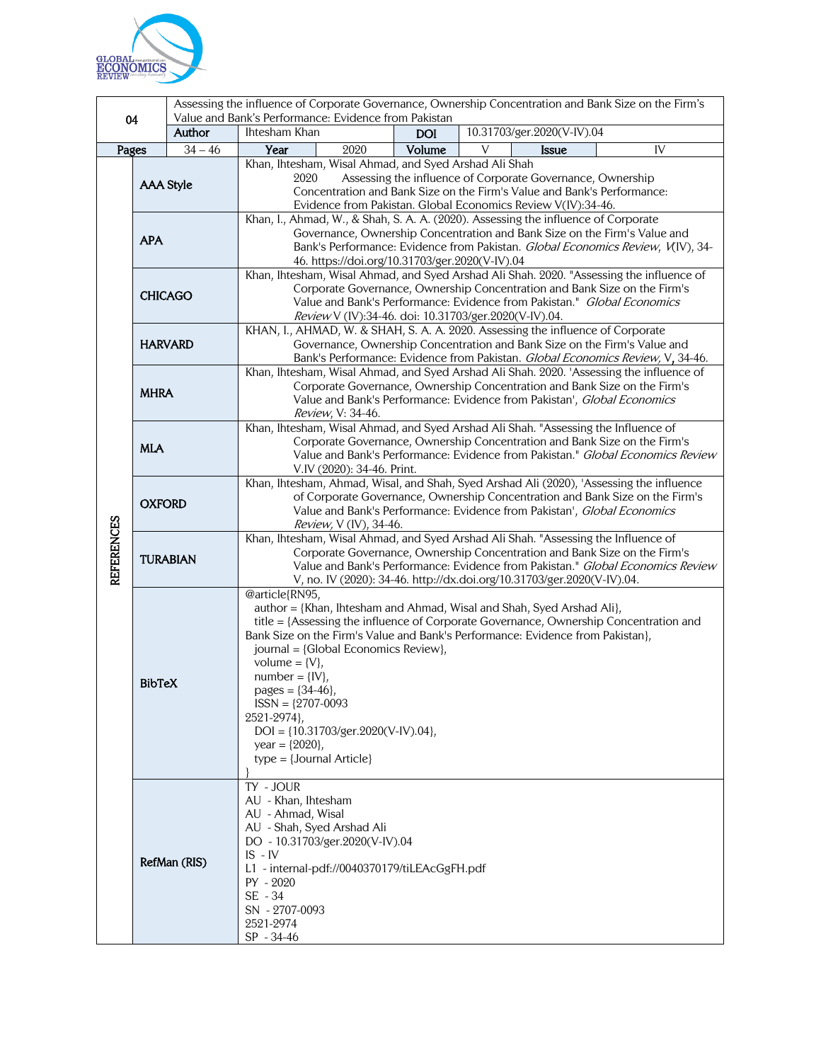| 04 | Assessing the influence of Corporate Governance, Ownership Concentration and Bank Size on the Firm's Value and Bank's Performance: Evidence from Pakistan | | | | | | |
|---|---|---|---|---|---|---|---|
| | **Author** | Ihtesham Khan | | **DOI** | 10.31703/ger.2020(V-IV).04 | | |
| **Pages** | 34 – 46 | **Year** | 2020 | **Volume** | V | **Issue** | IV |

**REFERENCES**

| Style | Reference |
|---|---|
| **AAA Style** | Khan, Ihtesham, Wisal Ahmad, and Syed Arshad Ali Shah 2020 Assessing the influence of Corporate Governance, Ownership Concentration and Bank Size on the Firm's Value and Bank's Performance: Evidence from Pakistan. Global Economics Review V(IV):34-46. |
| **APA** | Khan, I., Ahmad, W., & Shah, S. A. A. (2020). Assessing the influence of Corporate Governance, Ownership Concentration and Bank Size on the Firm's Value and Bank's Performance: Evidence from Pakistan. *Global Economics Review, V*(IV), 34-46. https://doi.org/10.31703/ger.2020(V-IV).04 |
| **CHICAGO** | Khan, Ihtesham, Wisal Ahmad, and Syed Arshad Ali Shah. 2020. "Assessing the influence of Corporate Governance, Ownership Concentration and Bank Size on the Firm's Value and Bank's Performance: Evidence from Pakistan." *Global Economics Review* V (IV):34-46. doi: 10.31703/ger.2020(V-IV).04. |
| **HARVARD** | KHAN, I., AHMAD, W. & SHAH, S. A. A. 2020. Assessing the influence of Corporate Governance, Ownership Concentration and Bank Size on the Firm's Value and Bank's Performance: Evidence from Pakistan. *Global Economics Review,* V**,** 34-46. |
| **MHRA** | Khan, Ihtesham, Wisal Ahmad, and Syed Arshad Ali Shah. 2020. 'Assessing the influence of Corporate Governance, Ownership Concentration and Bank Size on the Firm's Value and Bank's Performance: Evidence from Pakistan', *Global Economics Review*, V: 34-46. |
| **MLA** | Khan, Ihtesham, Wisal Ahmad, and Syed Arshad Ali Shah. "Assessing the Influence of Corporate Governance, Ownership Concentration and Bank Size on the Firm's Value and Bank's Performance: Evidence from Pakistan." *Global Economics Review* V.IV (2020): 34-46. Print. |
| **OXFORD** | Khan, Ihtesham, Ahmad, Wisal, and Shah, Syed Arshad Ali (2020), 'Assessing the influence of Corporate Governance, Ownership Concentration and Bank Size on the Firm's Value and Bank's Performance: Evidence from Pakistan', *Global Economics Review*, V (IV), 34-46. |
| **TURABIAN** | Khan, Ihtesham, Wisal Ahmad, and Syed Arshad Ali Shah. "Assessing the Influence of Corporate Governance, Ownership Concentration and Bank Size on the Firm's Value and Bank's Performance: Evidence from Pakistan." *Global Economics Review* V, no. IV (2020): 34-46. http://dx.doi.org/10.31703/ger.2020(V-IV).04. |

**BibTeX**

```
@article{RN95,
  author = {Khan, Ihtesham and Ahmad, Wisal and Shah, Syed Arshad Ali},
  title = {Assessing the influence of Corporate Governance, Ownership Concentration and Bank Size on the Firm's Value and Bank's Performance: Evidence from Pakistan},
  journal = {Global Economics Review},
  volume = {V},
  number = {IV},
  pages = {34-46},
  ISSN = {2707-0093
2521-2974},
  DOI = {10.31703/ger.2020(V-IV).04},
  year = {2020},
  type = {Journal Article}
}
```

**RefMan (RIS)**

```
TY  - JOUR
AU  - Khan, Ihtesham
AU  - Ahmad, Wisal
AU  - Shah, Syed Arshad Ali
DO  - 10.31703/ger.2020(V-IV).04
IS  - IV
L1  - internal-pdf://0040370179/tiLEAcGgFH.pdf
PY  - 2020
SE  - 34
SN  - 2707-0093
2521-2974
SP  - 34-46
```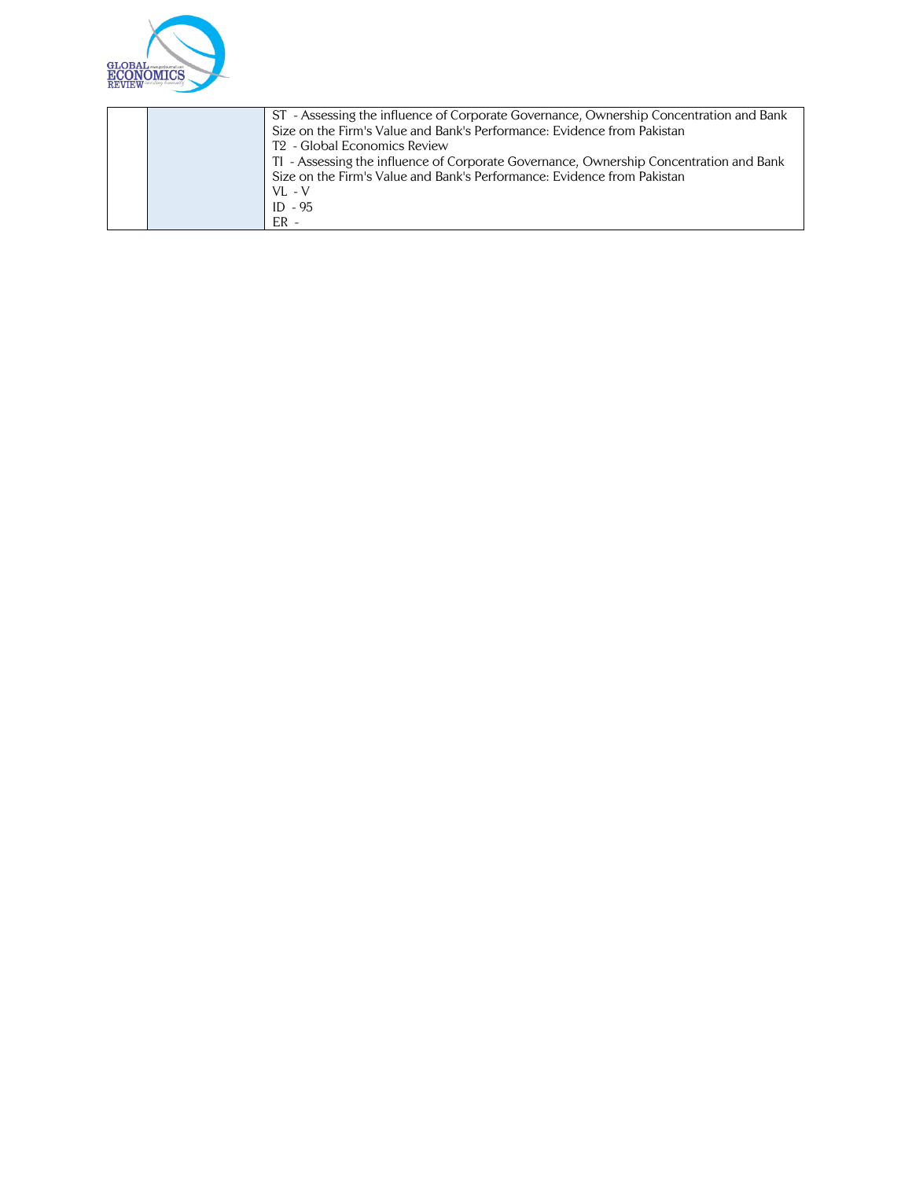| | | |
|---|---|---|
| | | ST - Assessing the influence of Corporate Governance, Ownership Concentration and Bank Size on the Firm's Value and Bank's Performance: Evidence from Pakistan<br>T2 - Global Economics Review<br>TI - Assessing the influence of Corporate Governance, Ownership Concentration and Bank Size on the Firm's Value and Bank's Performance: Evidence from Pakistan<br>VL - V<br>ID - 95<br>ER - |